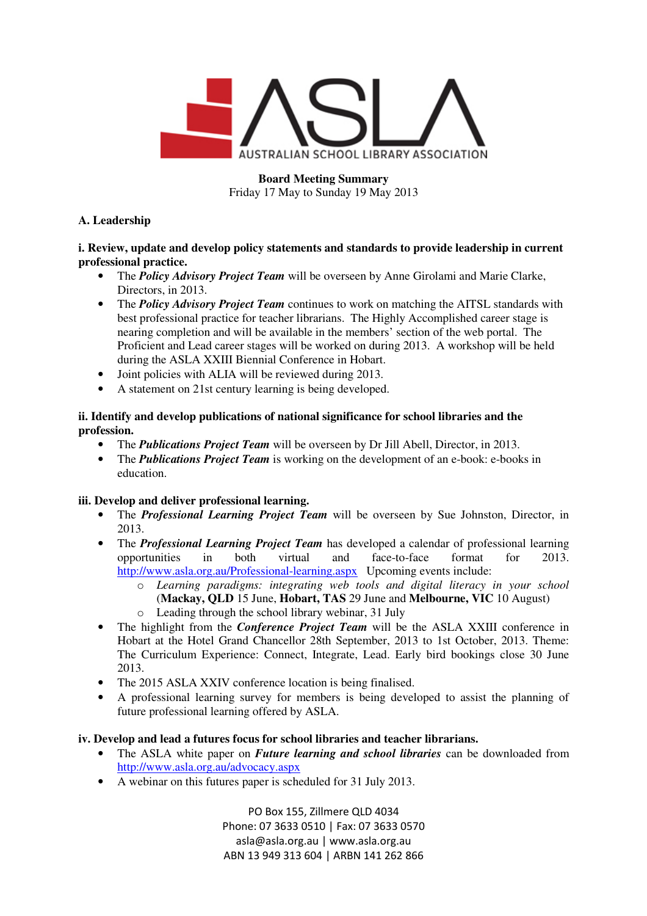# ASLA — AUSTRALIAN SCHOOL LIBRARY ASSOCIATION

**Board Meeting Summary**
Friday 17 May to Sunday 19 May 2013

## A. Leadership

### i. Review, update and develop policy statements and standards to provide leadership in current professional practice.

- The ***Policy Advisory Project Team*** will be overseen by Anne Girolami and Marie Clarke, Directors, in 2013.
- The ***Policy Advisory Project Team*** continues to work on matching the AITSL standards with best professional practice for teacher librarians. The Highly Accomplished career stage is nearing completion and will be available in the members' section of the web portal. The Proficient and Lead career stages will be worked on during 2013. A workshop will be held during the ASLA XXIII Biennial Conference in Hobart.
- Joint policies with ALIA will be reviewed during 2013.
- A statement on 21st century learning is being developed.

### ii. Identify and develop publications of national significance for school libraries and the profession.

- The ***Publications Project Team*** will be overseen by Dr Jill Abell, Director, in 2013.
- The ***Publications Project Team*** is working on the development of an e-book: e-books in education.

### iii. Develop and deliver professional learning.

- The ***Professional Learning Project Team*** will be overseen by Sue Johnston, Director, in 2013.
- The ***Professional Learning Project Team*** has developed a calendar of professional learning opportunities in both virtual and face-to-face format for 2013. http://www.asla.org.au/Professional-learning.aspx Upcoming events include:
  - *Learning paradigms: integrating web tools and digital literacy in your school* (**Mackay, QLD** 15 June, **Hobart, TAS** 29 June and **Melbourne, VIC** 10 August)
  - Leading through the school library webinar, 31 July
- The highlight from the ***Conference Project Team*** will be the ASLA XXIII conference in Hobart at the Hotel Grand Chancellor 28th September, 2013 to 1st October, 2013. Theme: The Curriculum Experience: Connect, Integrate, Lead. Early bird bookings close 30 June 2013.
- The 2015 ASLA XXIV conference location is being finalised.
- A professional learning survey for members is being developed to assist the planning of future professional learning offered by ASLA.

### iv. Develop and lead a futures focus for school libraries and teacher librarians.

- The ASLA white paper on ***Future learning and school libraries*** can be downloaded from http://www.asla.org.au/advocacy.aspx
- A webinar on this futures paper is scheduled for 31 July 2013.

PO Box 155, Zillmere QLD 4034
Phone: 07 3633 0510 | Fax: 07 3633 0570
asla@asla.org.au | www.asla.org.au
ABN 13 949 313 604 | ARBN 141 262 866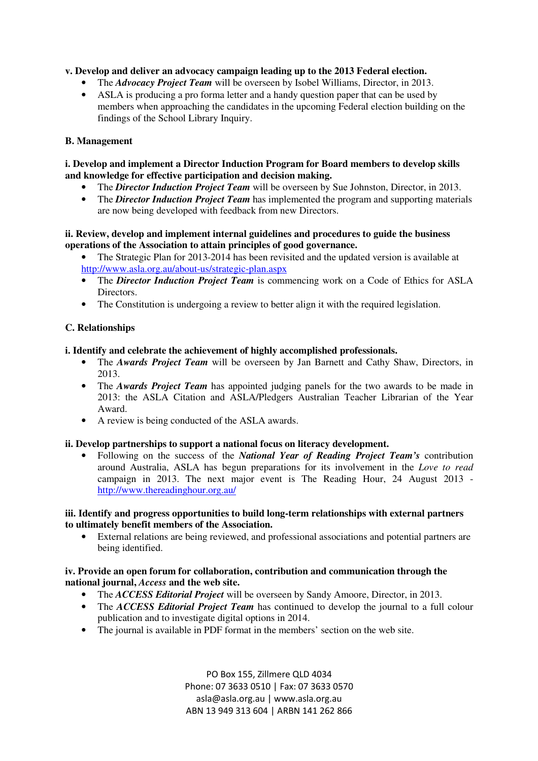**v. Develop and deliver an advocacy campaign leading up to the 2013 Federal election.**

- The ***Advocacy Project Team*** will be overseen by Isobel Williams, Director, in 2013.
- ASLA is producing a pro forma letter and a handy question paper that can be used by members when approaching the candidates in the upcoming Federal election building on the findings of the School Library Inquiry.

## B. Management

**i. Develop and implement a Director Induction Program for Board members to develop skills and knowledge for effective participation and decision making.**

- The ***Director Induction Project Team*** will be overseen by Sue Johnston, Director, in 2013.
- The ***Director Induction Project Team*** has implemented the program and supporting materials are now being developed with feedback from new Directors.

**ii. Review, develop and implement internal guidelines and procedures to guide the business operations of the Association to attain principles of good governance.**

- The Strategic Plan for 2013-2014 has been revisited and the updated version is available at http://www.asla.org.au/about-us/strategic-plan.aspx
- The ***Director Induction Project Team*** is commencing work on a Code of Ethics for ASLA Directors.
- The Constitution is undergoing a review to better align it with the required legislation.

## C. Relationships

**i. Identify and celebrate the achievement of highly accomplished professionals.**

- The ***Awards Project Team*** will be overseen by Jan Barnett and Cathy Shaw, Directors, in 2013.
- The ***Awards Project Team*** has appointed judging panels for the two awards to be made in 2013: the ASLA Citation and ASLA/Pledgers Australian Teacher Librarian of the Year Award.
- A review is being conducted of the ASLA awards.

**ii. Develop partnerships to support a national focus on literacy development.**

- Following on the success of the ***National Year of Reading Project Team's*** contribution around Australia, ASLA has begun preparations for its involvement in the *Love to read* campaign in 2013. The next major event is The Reading Hour, 24 August 2013 - http://www.thereadinghour.org.au/

**iii. Identify and progress opportunities to build long-term relationships with external partners to ultimately benefit members of the Association.**

- External relations are being reviewed, and professional associations and potential partners are being identified.

**iv. Provide an open forum for collaboration, contribution and communication through the national journal, *Access* and the web site.**

- The ***ACCESS Editorial Project*** will be overseen by Sandy Amoore, Director, in 2013.
- The ***ACCESS Editorial Project Team*** has continued to develop the journal to a full colour publication and to investigate digital options in 2014.
- The journal is available in PDF format in the members' section on the web site.